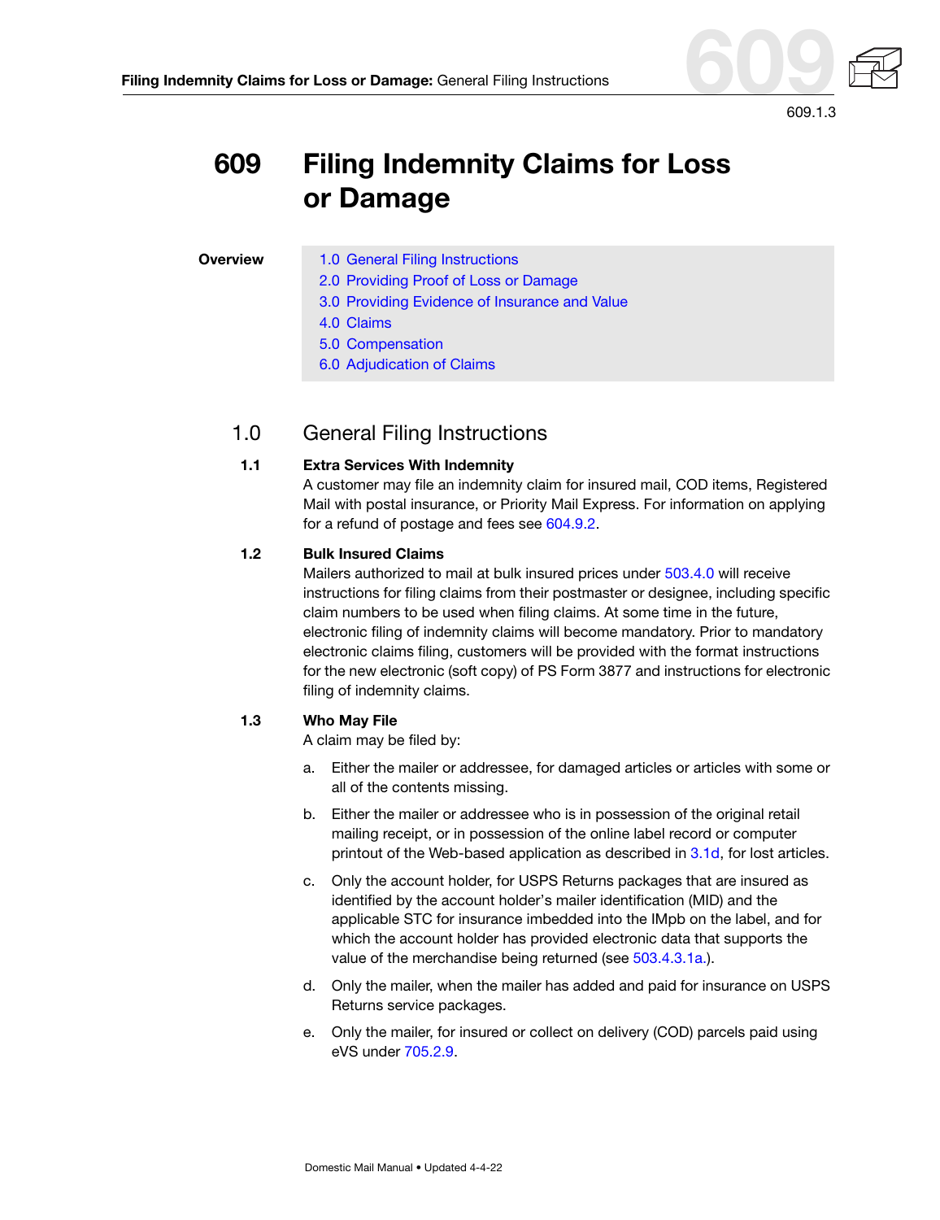# 609 Filing Indemnity Claims for Loss or Damage

**Overview**

1.0 General Filing Instructions
2.0 Providing Proof of Loss or Damage
3.0 Providing Evidence of Insurance and Value
4.0 Claims
5.0 Compensation
6.0 Adjudication of Claims

## 1.0 General Filing Instructions

### 1.1 Extra Services With Indemnity

A customer may file an indemnity claim for insured mail, COD items, Registered Mail with postal insurance, or Priority Mail Express. For information on applying for a refund of postage and fees see 604.9.2.

### 1.2 Bulk Insured Claims

Mailers authorized to mail at bulk insured prices under 503.4.0 will receive instructions for filing claims from their postmaster or designee, including specific claim numbers to be used when filing claims. At some time in the future, electronic filing of indemnity claims will become mandatory. Prior to mandatory electronic claims filing, customers will be provided with the format instructions for the new electronic (soft copy) of PS Form 3877 and instructions for electronic filing of indemnity claims.

### 1.3 Who May File

A claim may be filed by:

a. Either the mailer or addressee, for damaged articles or articles with some or all of the contents missing.

b. Either the mailer or addressee who is in possession of the original retail mailing receipt, or in possession of the online label record or computer printout of the Web-based application as described in 3.1d, for lost articles.

c. Only the account holder, for USPS Returns packages that are insured as identified by the account holder's mailer identification (MID) and the applicable STC for insurance imbedded into the IMpb on the label, and for which the account holder has provided electronic data that supports the value of the merchandise being returned (see 503.4.3.1a.).

d. Only the mailer, when the mailer has added and paid for insurance on USPS Returns service packages.

e. Only the mailer, for insured or collect on delivery (COD) parcels paid using eVS under 705.2.9.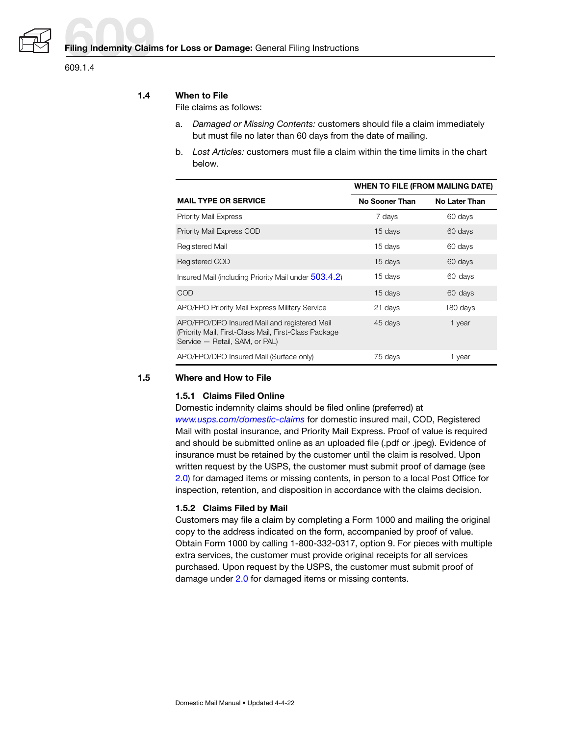#### 1.4 When to File

File claims as follows:

a. *Damaged or Missing Contents:* customers should file a claim immediately but must file no later than 60 days from the date of mailing.

b. *Lost Articles:* customers must file a claim within the time limits in the chart below.

| | WHEN TO FILE (FROM MAILING DATE) | |
|---|---|---|
| **MAIL TYPE OR SERVICE** | **No Sooner Than** | **No Later Than** |
| Priority Mail Express | 7 days | 60 days |
| Priority Mail Express COD | 15 days | 60 days |
| Registered Mail | 15 days | 60 days |
| Registered COD | 15 days | 60 days |
| Insured Mail (including Priority Mail under 503.4.2) | 15 days | 60 days |
| COD | 15 days | 60 days |
| APO/FPO Priority Mail Express Military Service | 21 days | 180 days |
| APO/FPO/DPO Insured Mail and registered Mail (Priority Mail, First-Class Mail, First-Class Package Service — Retail, SAM, or PAL) | 45 days | 1 year |
| APO/FPO/DPO Insured Mail (Surface only) | 75 days | 1 year |

#### 1.5 Where and How to File

##### 1.5.1 Claims Filed Online

Domestic indemnity claims should be filed online (preferred) at *www.usps.com/domestic-claims* for domestic insured mail, COD, Registered Mail with postal insurance, and Priority Mail Express. Proof of value is required and should be submitted online as an uploaded file (.pdf or .jpeg). Evidence of insurance must be retained by the customer until the claim is resolved. Upon written request by the USPS, the customer must submit proof of damage (see 2.0) for damaged items or missing contents, in person to a local Post Office for inspection, retention, and disposition in accordance with the claims decision.

##### 1.5.2 Claims Filed by Mail

Customers may file a claim by completing a Form 1000 and mailing the original copy to the address indicated on the form, accompanied by proof of value. Obtain Form 1000 by calling 1-800-332-0317, option 9. For pieces with multiple extra services, the customer must provide original receipts for all services purchased. Upon request by the USPS, the customer must submit proof of damage under 2.0 for damaged items or missing contents.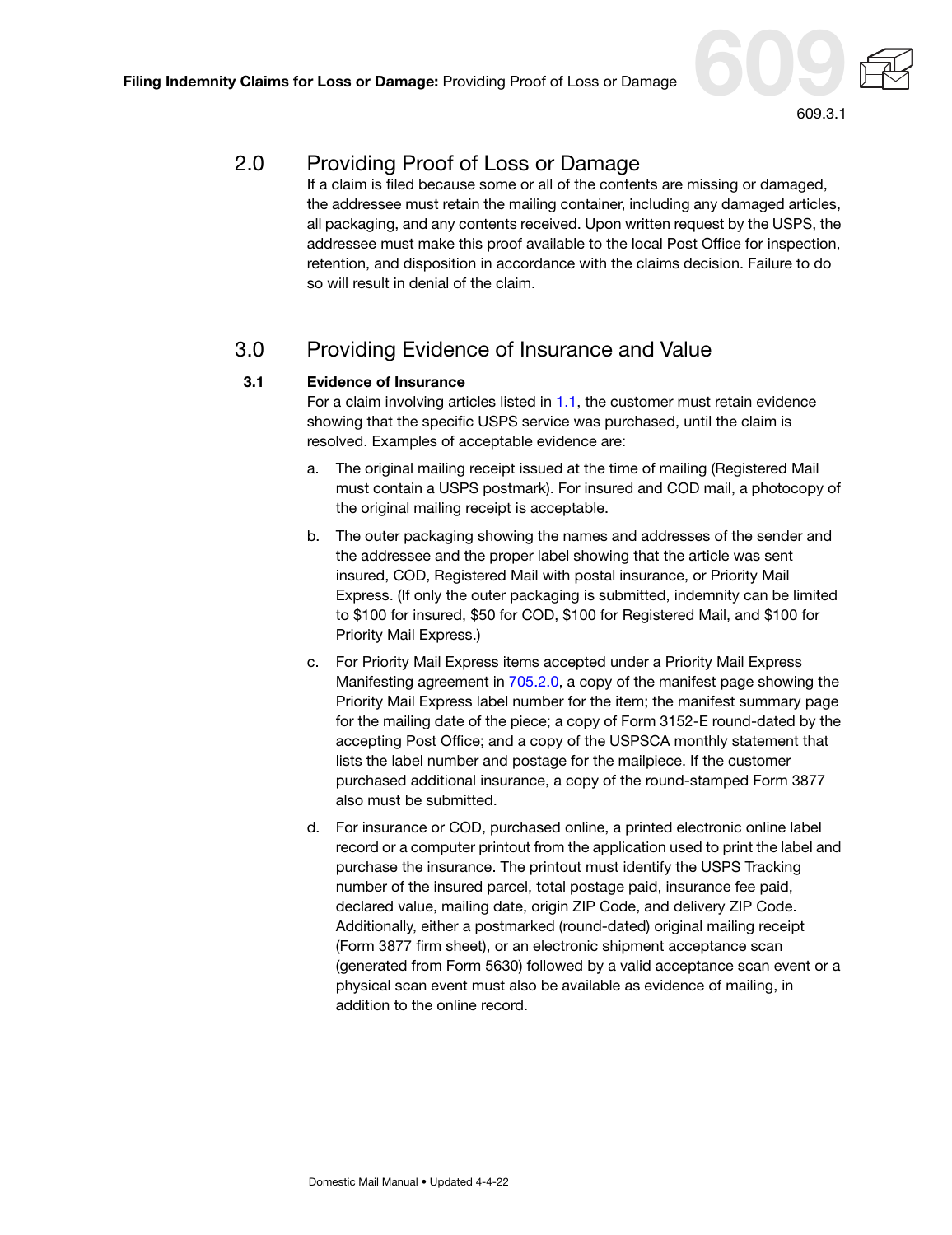## 2.0 Providing Proof of Loss or Damage

If a claim is filed because some or all of the contents are missing or damaged, the addressee must retain the mailing container, including any damaged articles, all packaging, and any contents received. Upon written request by the USPS, the addressee must make this proof available to the local Post Office for inspection, retention, and disposition in accordance with the claims decision. Failure to do so will result in denial of the claim.

## 3.0 Providing Evidence of Insurance and Value

### 3.1 Evidence of Insurance

For a claim involving articles listed in 1.1, the customer must retain evidence showing that the specific USPS service was purchased, until the claim is resolved. Examples of acceptable evidence are:

a. The original mailing receipt issued at the time of mailing (Registered Mail must contain a USPS postmark). For insured and COD mail, a photocopy of the original mailing receipt is acceptable.

b. The outer packaging showing the names and addresses of the sender and the addressee and the proper label showing that the article was sent insured, COD, Registered Mail with postal insurance, or Priority Mail Express. (If only the outer packaging is submitted, indemnity can be limited to $100 for insured, $50 for COD, $100 for Registered Mail, and $100 for Priority Mail Express.)

c. For Priority Mail Express items accepted under a Priority Mail Express Manifesting agreement in 705.2.0, a copy of the manifest page showing the Priority Mail Express label number for the item; the manifest summary page for the mailing date of the piece; a copy of Form 3152-E round-dated by the accepting Post Office; and a copy of the USPSCA monthly statement that lists the label number and postage for the mailpiece. If the customer purchased additional insurance, a copy of the round-stamped Form 3877 also must be submitted.

d. For insurance or COD, purchased online, a printed electronic online label record or a computer printout from the application used to print the label and purchase the insurance. The printout must identify the USPS Tracking number of the insured parcel, total postage paid, insurance fee paid, declared value, mailing date, origin ZIP Code, and delivery ZIP Code. Additionally, either a postmarked (round-dated) original mailing receipt (Form 3877 firm sheet), or an electronic shipment acceptance scan (generated from Form 5630) followed by a valid acceptance scan event or a physical scan event must also be available as evidence of mailing, in addition to the online record.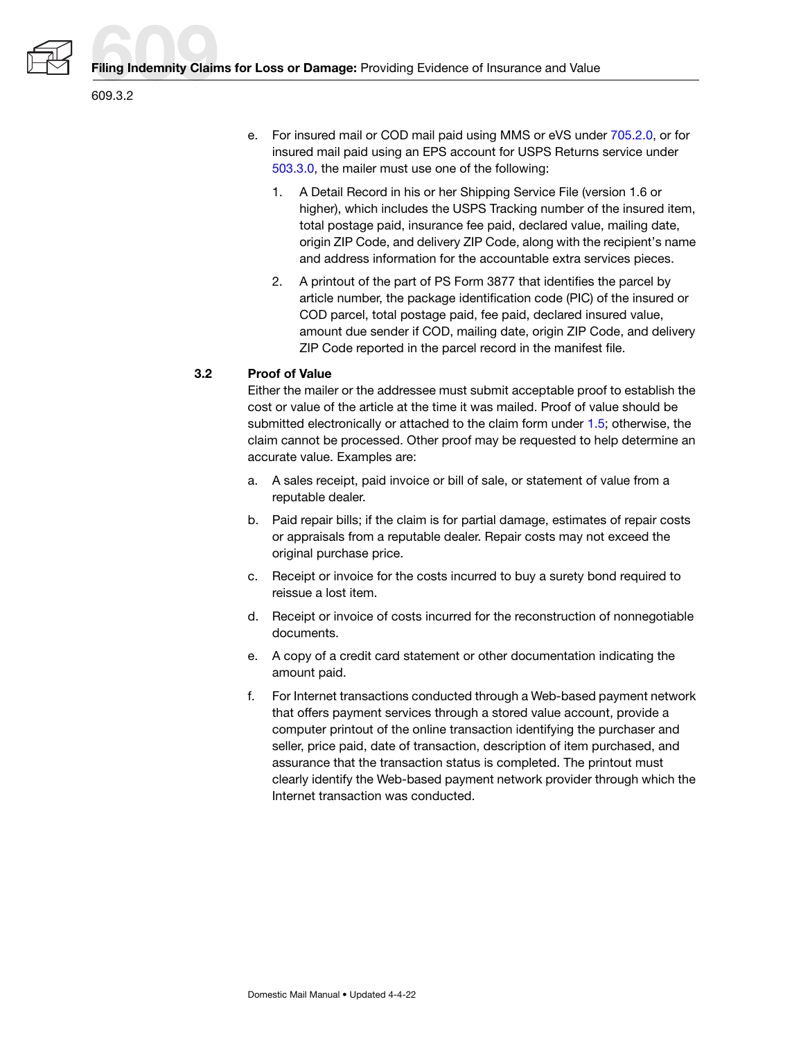e. For insured mail or COD mail paid using MMS or eVS under 705.2.0, or for insured mail paid using an EPS account for USPS Returns service under 503.3.0, the mailer must use one of the following:

   1. A Detail Record in his or her Shipping Service File (version 1.6 or higher), which includes the USPS Tracking number of the insured item, total postage paid, insurance fee paid, declared value, mailing date, origin ZIP Code, and delivery ZIP Code, along with the recipient's name and address information for the accountable extra services pieces.

   2. A printout of the part of PS Form 3877 that identifies the parcel by article number, the package identification code (PIC) of the insured or COD parcel, total postage paid, fee paid, declared insured value, amount due sender if COD, mailing date, origin ZIP Code, and delivery ZIP Code reported in the parcel record in the manifest file.

### 3.2 Proof of Value

Either the mailer or the addressee must submit acceptable proof to establish the cost or value of the article at the time it was mailed. Proof of value should be submitted electronically or attached to the claim form under 1.5; otherwise, the claim cannot be processed. Other proof may be requested to help determine an accurate value. Examples are:

a. A sales receipt, paid invoice or bill of sale, or statement of value from a reputable dealer.

b. Paid repair bills; if the claim is for partial damage, estimates of repair costs or appraisals from a reputable dealer. Repair costs may not exceed the original purchase price.

c. Receipt or invoice for the costs incurred to buy a surety bond required to reissue a lost item.

d. Receipt or invoice of costs incurred for the reconstruction of nonnegotiable documents.

e. A copy of a credit card statement or other documentation indicating the amount paid.

f. For Internet transactions conducted through a Web-based payment network that offers payment services through a stored value account, provide a computer printout of the online transaction identifying the purchaser and seller, price paid, date of transaction, description of item purchased, and assurance that the transaction status is completed. The printout must clearly identify the Web-based payment network provider through which the Internet transaction was conducted.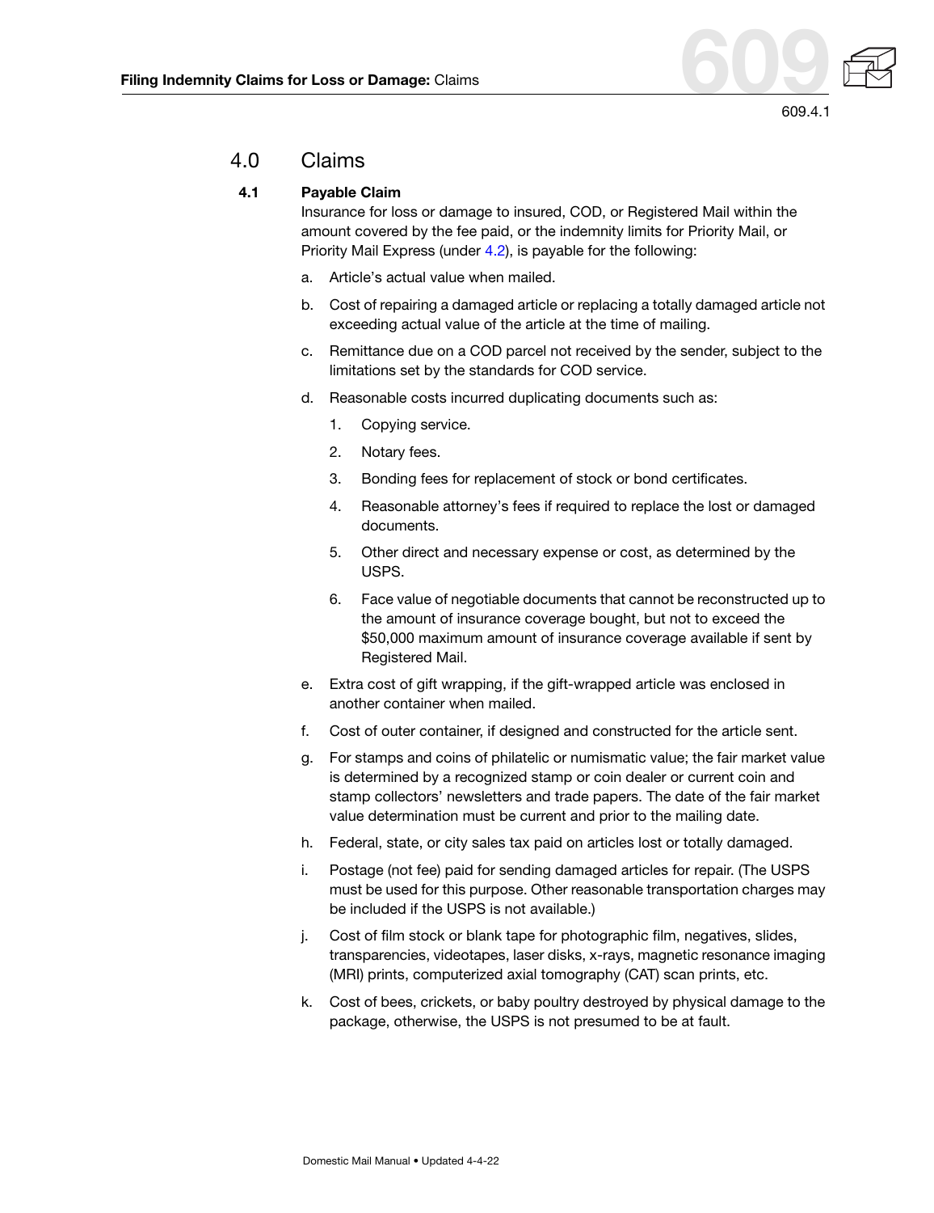## 4.0 Claims

### 4.1 Payable Claim

Insurance for loss or damage to insured, COD, or Registered Mail within the amount covered by the fee paid, or the indemnity limits for Priority Mail, or Priority Mail Express (under 4.2), is payable for the following:

a. Article's actual value when mailed.

b. Cost of repairing a damaged article or replacing a totally damaged article not exceeding actual value of the article at the time of mailing.

c. Remittance due on a COD parcel not received by the sender, subject to the limitations set by the standards for COD service.

d. Reasonable costs incurred duplicating documents such as:

   1. Copying service.
   2. Notary fees.
   3. Bonding fees for replacement of stock or bond certificates.
   4. Reasonable attorney's fees if required to replace the lost or damaged documents.
   5. Other direct and necessary expense or cost, as determined by the USPS.
   6. Face value of negotiable documents that cannot be reconstructed up to the amount of insurance coverage bought, but not to exceed the $50,000 maximum amount of insurance coverage available if sent by Registered Mail.

e. Extra cost of gift wrapping, if the gift-wrapped article was enclosed in another container when mailed.

f. Cost of outer container, if designed and constructed for the article sent.

g. For stamps and coins of philatelic or numismatic value; the fair market value is determined by a recognized stamp or coin dealer or current coin and stamp collectors' newsletters and trade papers. The date of the fair market value determination must be current and prior to the mailing date.

h. Federal, state, or city sales tax paid on articles lost or totally damaged.

i. Postage (not fee) paid for sending damaged articles for repair. (The USPS must be used for this purpose. Other reasonable transportation charges may be included if the USPS is not available.)

j. Cost of film stock or blank tape for photographic film, negatives, slides, transparencies, videotapes, laser disks, x-rays, magnetic resonance imaging (MRI) prints, computerized axial tomography (CAT) scan prints, etc.

k. Cost of bees, crickets, or baby poultry destroyed by physical damage to the package, otherwise, the USPS is not presumed to be at fault.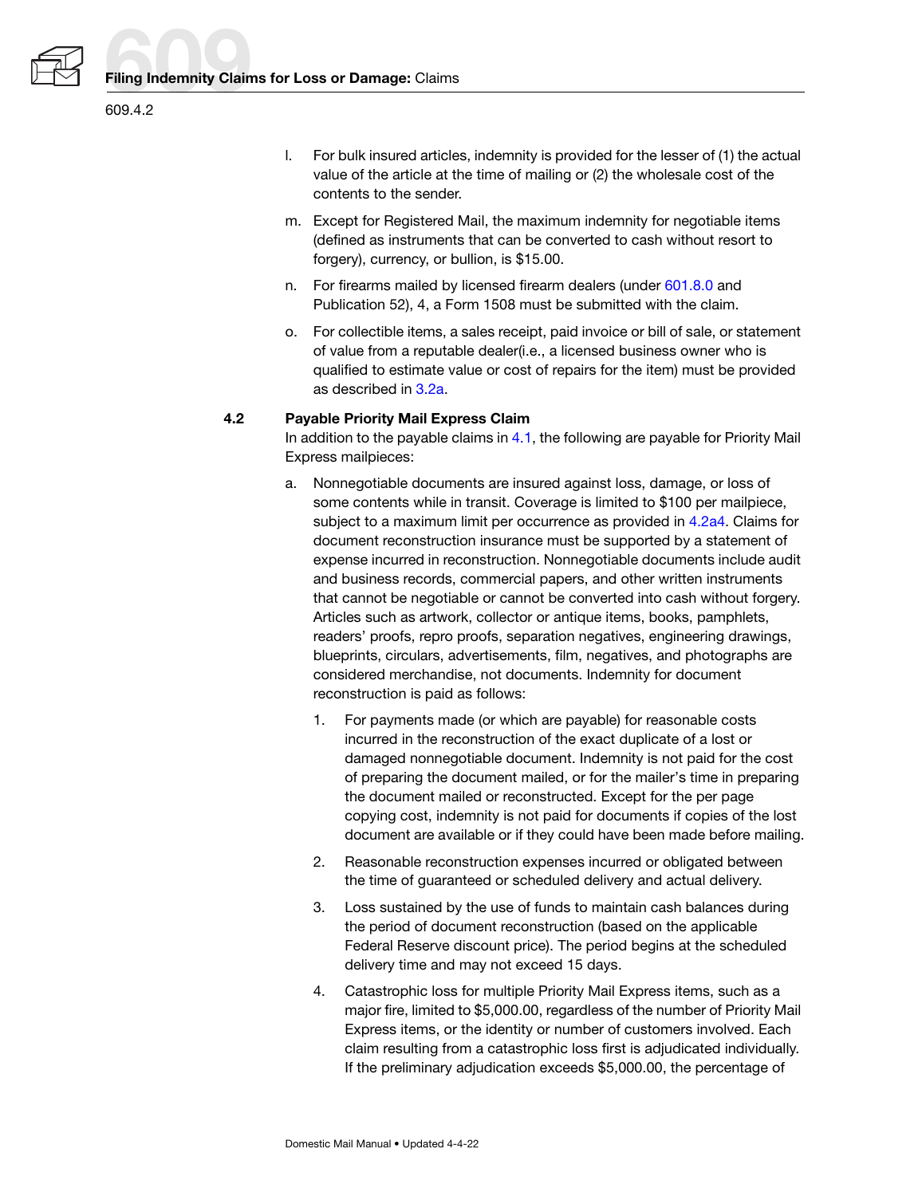l. For bulk insured articles, indemnity is provided for the lesser of (1) the actual value of the article at the time of mailing or (2) the wholesale cost of the contents to the sender.

m. Except for Registered Mail, the maximum indemnity for negotiable items (defined as instruments that can be converted to cash without resort to forgery), currency, or bullion, is $15.00.

n. For firearms mailed by licensed firearm dealers (under 601.8.0 and Publication 52), 4, a Form 1508 must be submitted with the claim.

o. For collectible items, a sales receipt, paid invoice or bill of sale, or statement of value from a reputable dealer(i.e., a licensed business owner who is qualified to estimate value or cost of repairs for the item) must be provided as described in 3.2a.

### 4.2 Payable Priority Mail Express Claim

In addition to the payable claims in 4.1, the following are payable for Priority Mail Express mailpieces:

a. Nonnegotiable documents are insured against loss, damage, or loss of some contents while in transit. Coverage is limited to $100 per mailpiece, subject to a maximum limit per occurrence as provided in 4.2a4. Claims for document reconstruction insurance must be supported by a statement of expense incurred in reconstruction. Nonnegotiable documents include audit and business records, commercial papers, and other written instruments that cannot be negotiable or cannot be converted into cash without forgery. Articles such as artwork, collector or antique items, books, pamphlets, readers' proofs, repro proofs, separation negatives, engineering drawings, blueprints, circulars, advertisements, film, negatives, and photographs are considered merchandise, not documents. Indemnity for document reconstruction is paid as follows:

   1. For payments made (or which are payable) for reasonable costs incurred in the reconstruction of the exact duplicate of a lost or damaged nonnegotiable document. Indemnity is not paid for the cost of preparing the document mailed, or for the mailer's time in preparing the document mailed or reconstructed. Except for the per page copying cost, indemnity is not paid for documents if copies of the lost document are available or if they could have been made before mailing.

   2. Reasonable reconstruction expenses incurred or obligated between the time of guaranteed or scheduled delivery and actual delivery.

   3. Loss sustained by the use of funds to maintain cash balances during the period of document reconstruction (based on the applicable Federal Reserve discount price). The period begins at the scheduled delivery time and may not exceed 15 days.

   4. Catastrophic loss for multiple Priority Mail Express items, such as a major fire, limited to $5,000.00, regardless of the number of Priority Mail Express items, or the identity or number of customers involved. Each claim resulting from a catastrophic loss first is adjudicated individually. If the preliminary adjudication exceeds $5,000.00, the percentage of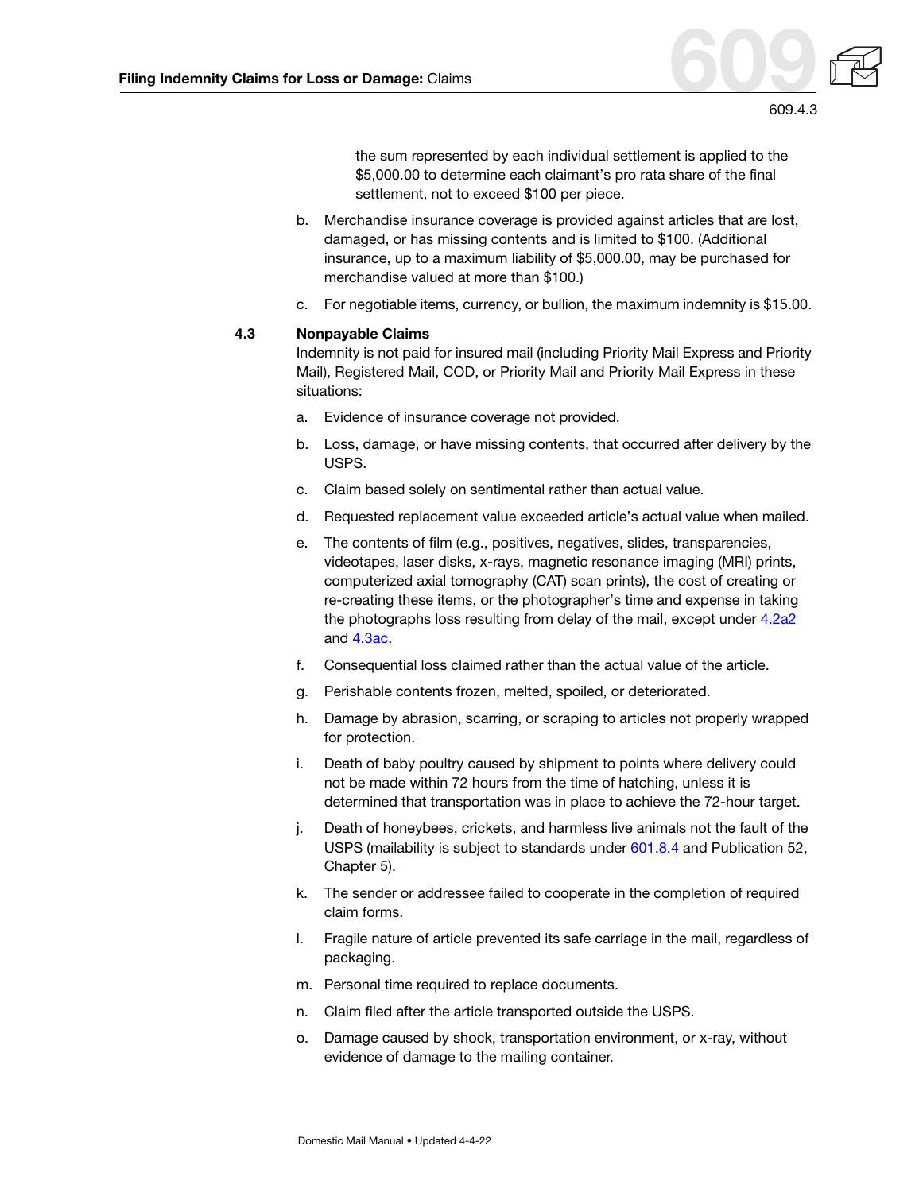the sum represented by each individual settlement is applied to the $5,000.00 to determine each claimant's pro rata share of the final settlement, not to exceed $100 per piece.

b. Merchandise insurance coverage is provided against articles that are lost, damaged, or has missing contents and is limited to $100. (Additional insurance, up to a maximum liability of $5,000.00, may be purchased for merchandise valued at more than $100.)

c. For negotiable items, currency, or bullion, the maximum indemnity is $15.00.

### 4.3 Nonpayable Claims

Indemnity is not paid for insured mail (including Priority Mail Express and Priority Mail), Registered Mail, COD, or Priority Mail and Priority Mail Express in these situations:

a. Evidence of insurance coverage not provided.

b. Loss, damage, or have missing contents, that occurred after delivery by the USPS.

c. Claim based solely on sentimental rather than actual value.

d. Requested replacement value exceeded article's actual value when mailed.

e. The contents of film (e.g., positives, negatives, slides, transparencies, videotapes, laser disks, x-rays, magnetic resonance imaging (MRI) prints, computerized axial tomography (CAT) scan prints), the cost of creating or re-creating these items, or the photographer's time and expense in taking the photographs loss resulting from delay of the mail, except under 4.2a2 and 4.3ac.

f. Consequential loss claimed rather than the actual value of the article.

g. Perishable contents frozen, melted, spoiled, or deteriorated.

h. Damage by abrasion, scarring, or scraping to articles not properly wrapped for protection.

i. Death of baby poultry caused by shipment to points where delivery could not be made within 72 hours from the time of hatching, unless it is determined that transportation was in place to achieve the 72-hour target.

j. Death of honeybees, crickets, and harmless live animals not the fault of the USPS (mailability is subject to standards under 601.8.4 and Publication 52, Chapter 5).

k. The sender or addressee failed to cooperate in the completion of required claim forms.

l. Fragile nature of article prevented its safe carriage in the mail, regardless of packaging.

m. Personal time required to replace documents.

n. Claim filed after the article transported outside the USPS.

o. Damage caused by shock, transportation environment, or x-ray, without evidence of damage to the mailing container.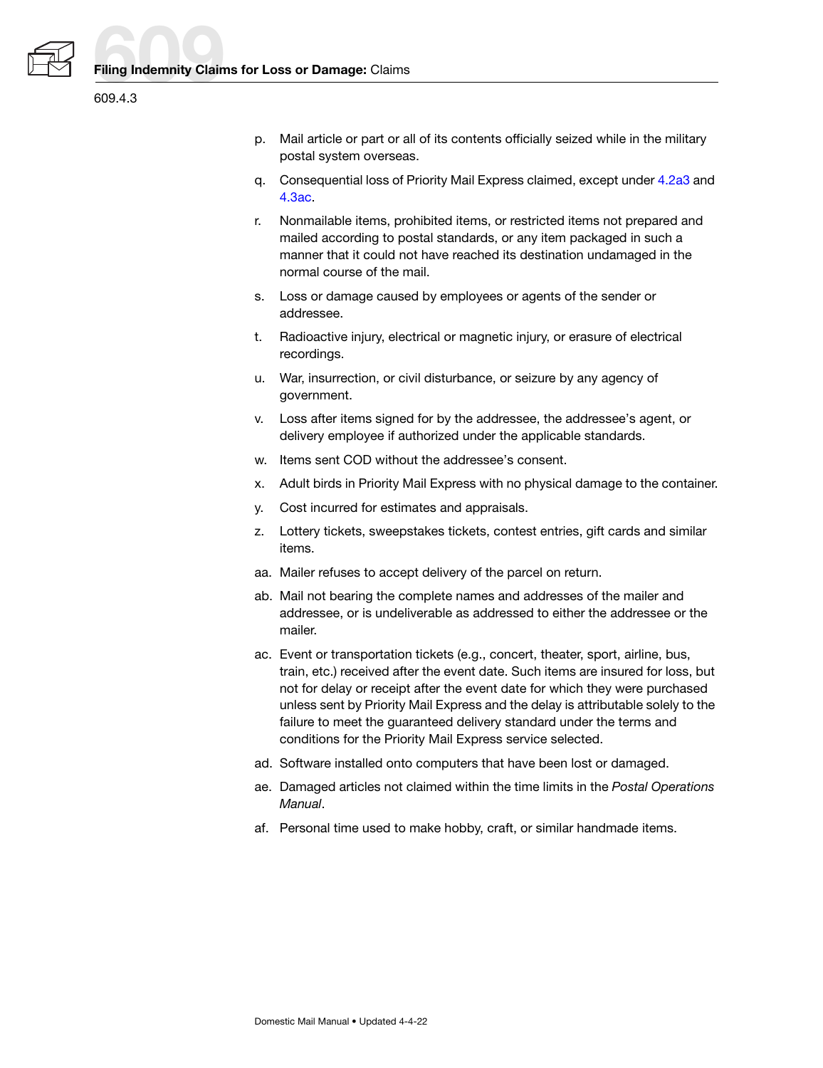p. Mail article or part or all of its contents officially seized while in the military postal system overseas.

q. Consequential loss of Priority Mail Express claimed, except under 4.2a3 and 4.3ac.

r. Nonmailable items, prohibited items, or restricted items not prepared and mailed according to postal standards, or any item packaged in such a manner that it could not have reached its destination undamaged in the normal course of the mail.

s. Loss or damage caused by employees or agents of the sender or addressee.

t. Radioactive injury, electrical or magnetic injury, or erasure of electrical recordings.

u. War, insurrection, or civil disturbance, or seizure by any agency of government.

v. Loss after items signed for by the addressee, the addressee's agent, or delivery employee if authorized under the applicable standards.

w. Items sent COD without the addressee's consent.

x. Adult birds in Priority Mail Express with no physical damage to the container.

y. Cost incurred for estimates and appraisals.

z. Lottery tickets, sweepstakes tickets, contest entries, gift cards and similar items.

aa. Mailer refuses to accept delivery of the parcel on return.

ab. Mail not bearing the complete names and addresses of the mailer and addressee, or is undeliverable as addressed to either the addressee or the mailer.

ac. Event or transportation tickets (e.g., concert, theater, sport, airline, bus, train, etc.) received after the event date. Such items are insured for loss, but not for delay or receipt after the event date for which they were purchased unless sent by Priority Mail Express and the delay is attributable solely to the failure to meet the guaranteed delivery standard under the terms and conditions for the Priority Mail Express service selected.

ad. Software installed onto computers that have been lost or damaged.

ae. Damaged articles not claimed within the time limits in the *Postal Operations Manual*.

af. Personal time used to make hobby, craft, or similar handmade items.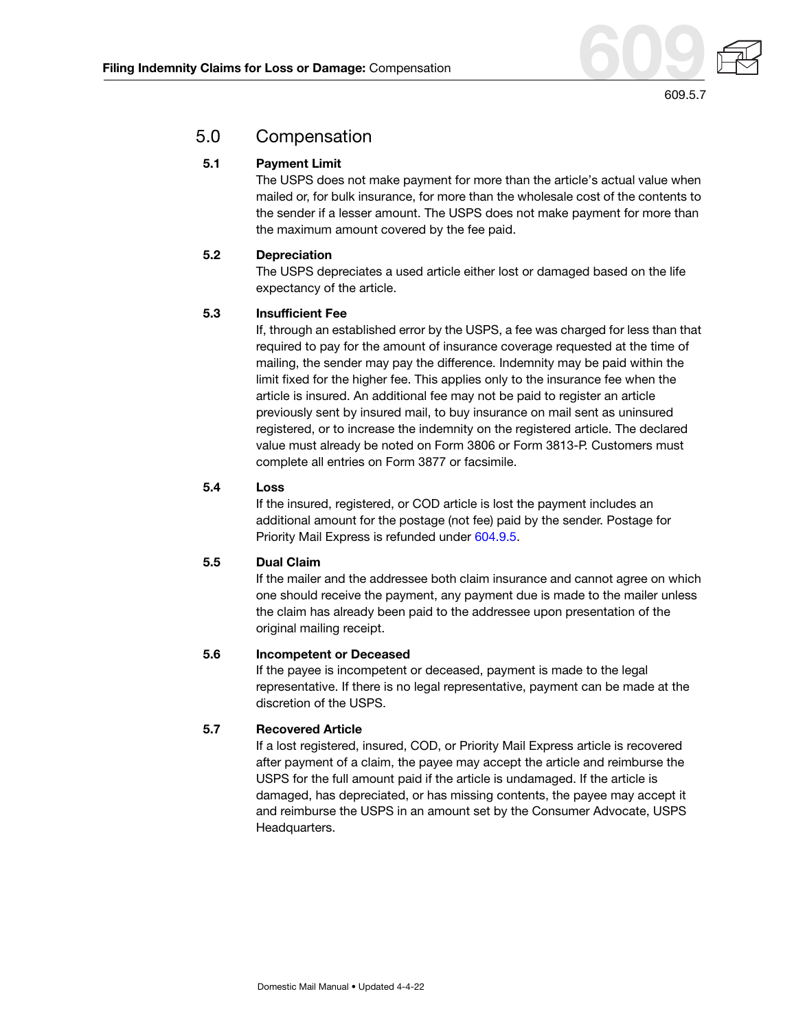## 5.0 Compensation

### 5.1 Payment Limit

The USPS does not make payment for more than the article's actual value when mailed or, for bulk insurance, for more than the wholesale cost of the contents to the sender if a lesser amount. The USPS does not make payment for more than the maximum amount covered by the fee paid.

### 5.2 Depreciation

The USPS depreciates a used article either lost or damaged based on the life expectancy of the article.

### 5.3 Insufficient Fee

If, through an established error by the USPS, a fee was charged for less than that required to pay for the amount of insurance coverage requested at the time of mailing, the sender may pay the difference. Indemnity may be paid within the limit fixed for the higher fee. This applies only to the insurance fee when the article is insured. An additional fee may not be paid to register an article previously sent by insured mail, to buy insurance on mail sent as uninsured registered, or to increase the indemnity on the registered article. The declared value must already be noted on Form 3806 or Form 3813-P. Customers must complete all entries on Form 3877 or facsimile.

### 5.4 Loss

If the insured, registered, or COD article is lost the payment includes an additional amount for the postage (not fee) paid by the sender. Postage for Priority Mail Express is refunded under 604.9.5.

### 5.5 Dual Claim

If the mailer and the addressee both claim insurance and cannot agree on which one should receive the payment, any payment due is made to the mailer unless the claim has already been paid to the addressee upon presentation of the original mailing receipt.

### 5.6 Incompetent or Deceased

If the payee is incompetent or deceased, payment is made to the legal representative. If there is no legal representative, payment can be made at the discretion of the USPS.

### 5.7 Recovered Article

If a lost registered, insured, COD, or Priority Mail Express article is recovered after payment of a claim, the payee may accept the article and reimburse the USPS for the full amount paid if the article is undamaged. If the article is damaged, has depreciated, or has missing contents, the payee may accept it and reimburse the USPS in an amount set by the Consumer Advocate, USPS Headquarters.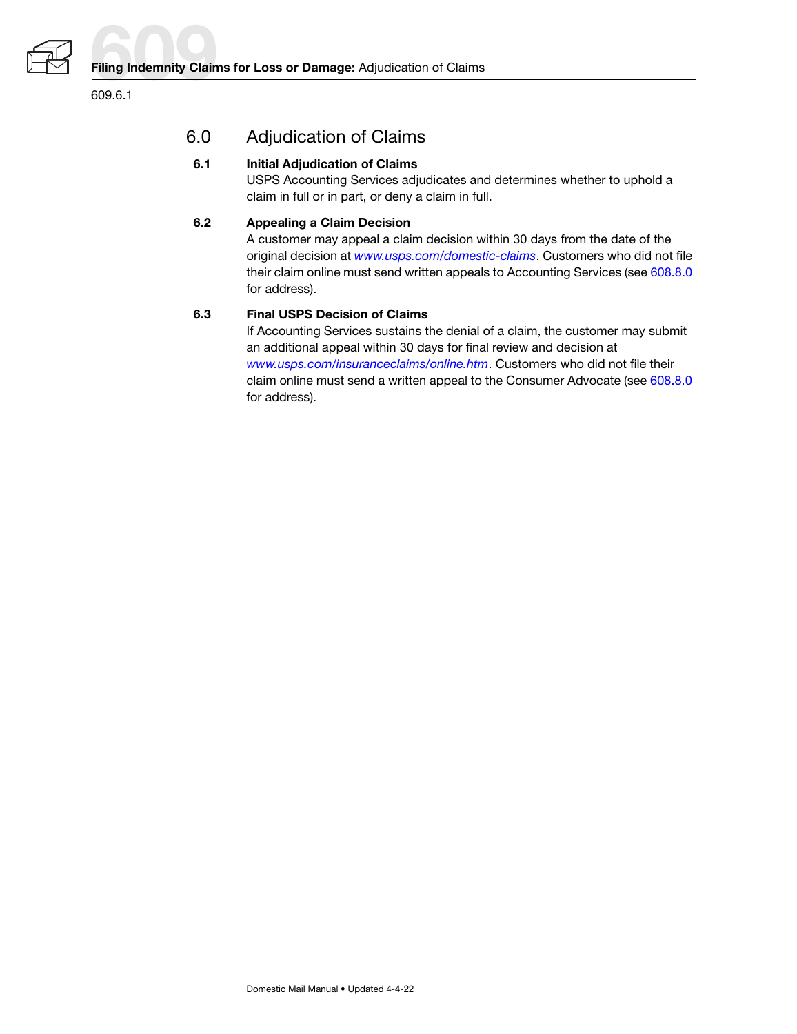## 6.0 Adjudication of Claims

### 6.1 Initial Adjudication of Claims

USPS Accounting Services adjudicates and determines whether to uphold a claim in full or in part, or deny a claim in full.

### 6.2 Appealing a Claim Decision

A customer may appeal a claim decision within 30 days from the date of the original decision at *www.usps.com/domestic-claims*. Customers who did not file their claim online must send written appeals to Accounting Services (see 608.8.0 for address).

### 6.3 Final USPS Decision of Claims

If Accounting Services sustains the denial of a claim, the customer may submit an additional appeal within 30 days for final review and decision at *www.usps.com/insuranceclaims/online.htm*. Customers who did not file their claim online must send a written appeal to the Consumer Advocate (see 608.8.0 for address).